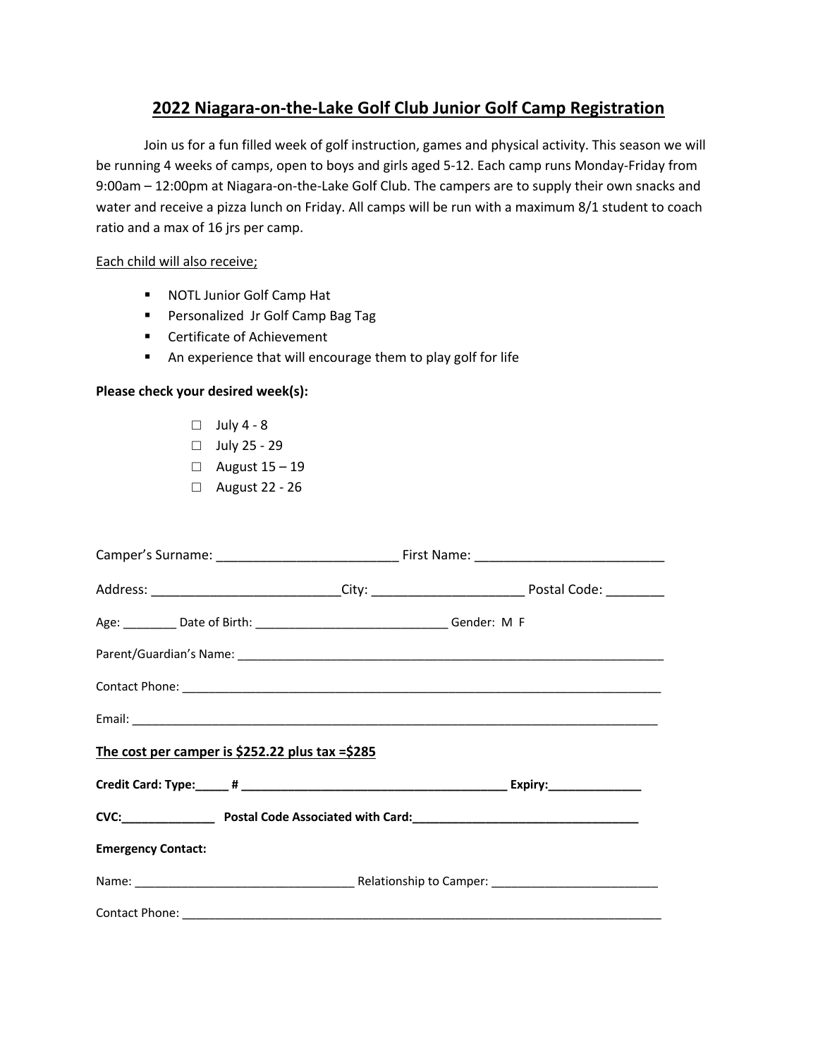# 2022 Niagara-on-the-Lake Golf Club Junior Golf Camp Registration

Join us for a fun filled week of golf instruction, games and physical activity. This season we will be running 4 weeks of camps, open to boys and girls aged 5-12. Each camp runs Monday-Friday from 9:00am – 12:00pm at Niagara-on-the-Lake Golf Club. The campers are to supply their own snacks and water and receive a pizza lunch on Friday. All camps will be run with a maximum 8/1 student to coach ratio and a max of 16 jrs per camp.

Each child will also receive;

- NOTL Junior Golf Camp Hat
- Personalized Jr Golf Camp Bag Tag
- Certificate of Achievement
- An experience that will encourage them to play golf for life

**Please check your desired week(s):**

- ☐ July 4 - 8
- ☐ July 25 - 29
- ☐ August 15 – 19
- ☐ August 22 - 26

Camper's Surname: _________________________ First Name: __________________________

Address: __________________________City: _____________________ Postal Code: ________

Age: ________ Date of Birth: ____________________________ Gender: M F

Parent/Guardian's Name: _________________________________________________________________

Contact Phone: _________________________________________________________________________

Email: _______________________________________________________________________________

**The cost per camper is $252.22 plus tax =$285**

**Credit Card: Type:_____ # _______________________________________ Expiry:______________**

**CVC:______________ Postal Code Associated with Card:__________________________________**

**Emergency Contact:**

Name: ________________________________ Relationship to Camper: ________________________

Contact Phone: _________________________________________________________________________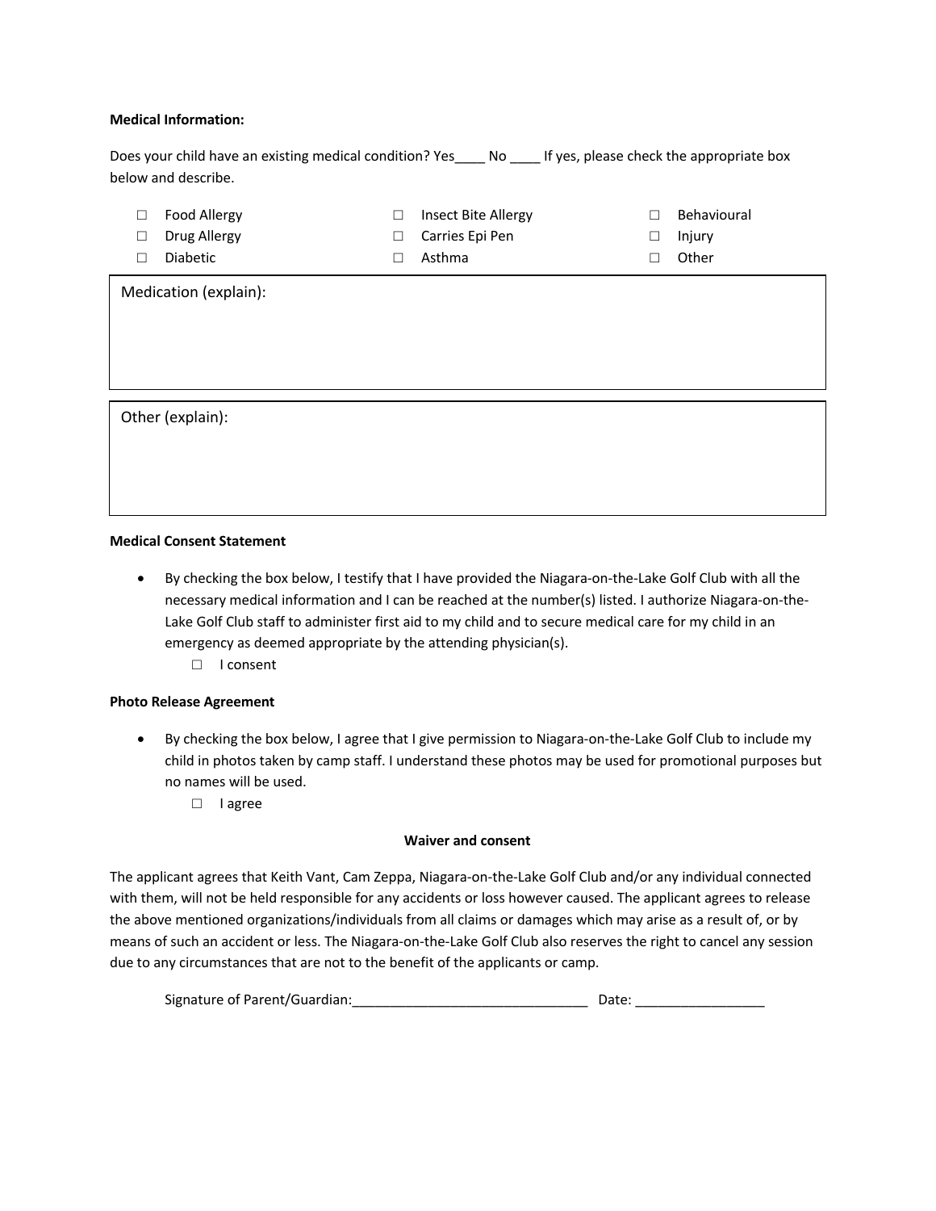**Medical Information:**

Does your child have an existing medical condition? Yes____ No ____ If yes, please check the appropriate box below and describe.

- ☐ Food Allergy
- ☐ Drug Allergy
- ☐ Diabetic
- ☐ Insect Bite Allergy
- ☐ Carries Epi Pen
- ☐ Asthma
- ☐ Behavioural
- ☐ Injury
- ☐ Other

Medication (explain):

Other (explain):

**Medical Consent Statement**

- By checking the box below, I testify that I have provided the Niagara-on-the-Lake Golf Club with all the necessary medical information and I can be reached at the number(s) listed. I authorize Niagara-on-the-Lake Golf Club staff to administer first aid to my child and to secure medical care for my child in an emergency as deemed appropriate by the attending physician(s).
  - ☐ I consent

**Photo Release Agreement**

- By checking the box below, I agree that I give permission to Niagara-on-the-Lake Golf Club to include my child in photos taken by camp staff. I understand these photos may be used for promotional purposes but no names will be used.
  - ☐ I agree

**Waiver and consent**

The applicant agrees that Keith Vant, Cam Zeppa, Niagara-on-the-Lake Golf Club and/or any individual connected with them, will not be held responsible for any accidents or loss however caused. The applicant agrees to release the above mentioned organizations/individuals from all claims or damages which may arise as a result of, or by means of such an accident or less. The Niagara-on-the-Lake Golf Club also reserves the right to cancel any session due to any circumstances that are not to the benefit of the applicants or camp.

Signature of Parent/Guardian:_______________________________ Date: _________________